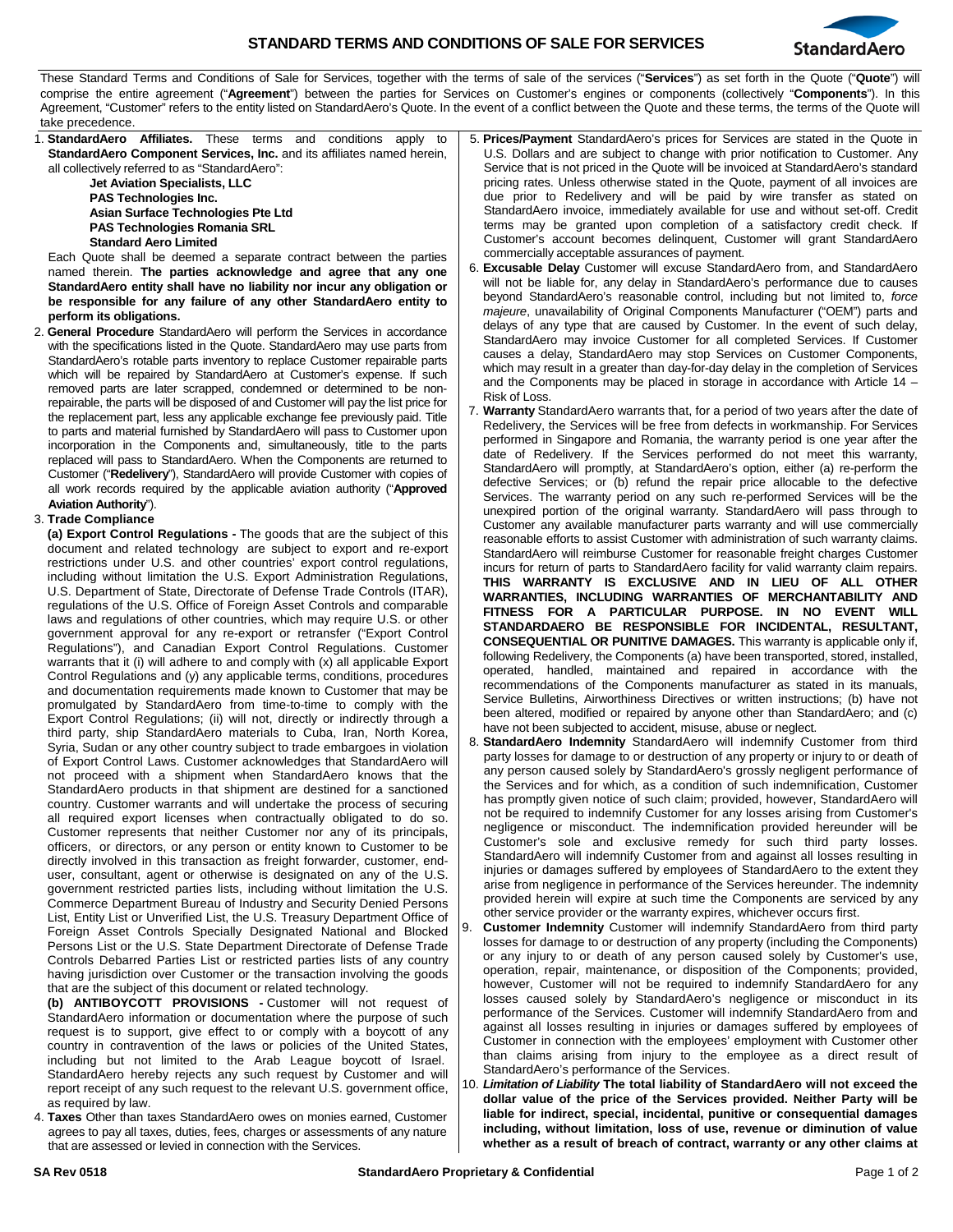# STANDARD TERMS AND CONDITIONS OF SALE FOR SERVICES

These Standard Terms and Conditions of Sale for Services, together with the terms of sale of the services ("**Services**") as set forth in the Quote ("**Quote**") will comprise the entire agreement ("**Agreement**") between the parties for Services on Customer's engines or components (collectively "**Components**"). In this Agreement, "Customer" refers to the entity listed on StandardAero's Quote. In the event of a conflict between the Quote and these terms, the terms of the Quote will take precedence.

1. **StandardAero Affiliates.** These terms and conditions apply to **StandardAero Component Services, Inc.** and its affiliates named herein, all collectively referred to as "StandardAero":

   **Jet Aviation Specialists, LLC**
   **PAS Technologies Inc.**
   **Asian Surface Technologies Pte Ltd**
   **PAS Technologies Romania SRL**
   **Standard Aero Limited**

   Each Quote shall be deemed a separate contract between the parties named therein. **The parties acknowledge and agree that any one StandardAero entity shall have no liability nor incur any obligation or be responsible for any failure of any other StandardAero entity to perform its obligations.**

2. **General Procedure** StandardAero will perform the Services in accordance with the specifications listed in the Quote. StandardAero may use parts from StandardAero's rotable parts inventory to replace Customer repairable parts which will be repaired by StandardAero at Customer's expense. If such removed parts are later scrapped, condemned or determined to be non-repairable, the parts will be disposed of and Customer will pay the list price for the replacement part, less any applicable exchange fee previously paid. Title to parts and material furnished by StandardAero will pass to Customer upon incorporation in the Components and, simultaneously, title to the parts replaced will pass to StandardAero. When the Components are returned to Customer ("**Redelivery**"), StandardAero will provide Customer with copies of all work records required by the applicable aviation authority ("**Approved Aviation Authority**").

3. **Trade Compliance**

   **(a) Export Control Regulations -** The goods that are the subject of this document and related technology are subject to export and re-export restrictions under U.S. and other countries' export control regulations, including without limitation the U.S. Export Administration Regulations, U.S. Department of State, Directorate of Defense Trade Controls (ITAR), regulations of the U.S. Office of Foreign Asset Controls and comparable laws and regulations of other countries, which may require U.S. or other government approval for any re-export or retransfer ("Export Control Regulations"), and Canadian Export Control Regulations. Customer warrants that it (i) will adhere to and comply with (x) all applicable Export Control Regulations and (y) any applicable terms, conditions, procedures and documentation requirements made known to Customer that may be promulgated by StandardAero from time-to-time to comply with the Export Control Regulations; (ii) will not, directly or indirectly through a third party, ship StandardAero materials to Cuba, Iran, North Korea, Syria, Sudan or any other country subject to trade embargoes in violation of Export Control Laws. Customer acknowledges that StandardAero will not proceed with a shipment when StandardAero knows that the StandardAero products in that shipment are destined for a sanctioned country. Customer warrants that it will undertake the process of securing all required export licenses when contractually obligated to do so. Customer represents that neither Customer nor any of its principals, officers, or directors, or any person or entity known to Customer to be directly involved in this transaction as freight forwarder, customer, end-user, consultant, agent or otherwise is designated on any of the U.S. government restricted parties lists, including without limitation the U.S. Commerce Department Bureau of Industry and Security Denied Persons List, Entity List or Unverified List, the U.S. Treasury Department Office of Foreign Asset Controls Specially Designated National and Blocked Persons List or the U.S. State Department Directorate of Defense Trade Controls Debarred Parties List or restricted parties lists of any country having jurisdiction over Customer or the transaction involving the goods that are the subject of this document or related technology.

   **(b) ANTIBOYCOTT PROVISIONS -** Customer will not request of StandardAero information or documentation where the purpose of such request is to support, give effect to or comply with a boycott of any country in contravention of the laws or policies of the United States, including but not limited to the Arab League boycott of Israel. StandardAero hereby rejects any such request by Customer and will report receipt of any such request to the relevant U.S. government office, as required by law.

4. **Taxes** Other than taxes StandardAero owes on monies earned, Customer agrees to pay all taxes, duties, fees, charges or assessments of any nature that are assessed or levied in connection with the Services.

5. **Prices/Payment** StandardAero's prices for Services are stated in the Quote in U.S. Dollars and are subject to change with prior notification to Customer. Any Service that is not priced in the Quote will be invoiced at StandardAero's standard pricing rates. Unless otherwise stated in the Quote, payment of all invoices are due prior to Redelivery and will be paid by wire transfer as stated on StandardAero invoice, immediately available for use and without set-off. Credit terms may be granted upon completion of a satisfactory credit check. If Customer's account becomes delinquent, Customer will grant StandardAero commercially acceptable assurances of payment.

6. **Excusable Delay** Customer will excuse StandardAero from, and StandardAero will not be liable for, any delay in StandardAero's performance due to causes beyond StandardAero's reasonable control, including but not limited to, *force majeure*, unavailability of Original Components Manufacturer ("OEM") parts and delays of any type that are caused by Customer. In the event of such delay, StandardAero may invoice Customer for all completed Services. If Customer causes a delay, StandardAero may stop Services on Customer Components, which may result in a greater than day-for-day delay in the completion of Services and the Components may be placed in storage in accordance with Article 14 – Risk of Loss.

7. **Warranty** StandardAero warrants that, for a period of two years after the date of Redelivery, the Services will be free from defects in workmanship. For Services performed in Singapore and Romania, the warranty period is one year after the date of Redelivery. If the Services performed do not meet this warranty, StandardAero will promptly, at StandardAero's option, either (a) re-perform the defective Services; or (b) refund the repair price allocable to the defective Services. The warranty period on any such re-performed Services will be the unexpired portion of the original warranty. StandardAero will pass through to Customer any available manufacturer parts warranty and will use commercially reasonable efforts to assist Customer with administration of such warranty claims. StandardAero will reimburse Customer for reasonable freight charges Customer incurs for return of parts to StandardAero facility for valid warranty claim repairs. **THIS WARRANTY IS EXCLUSIVE AND IN LIEU OF ALL OTHER WARRANTIES, INCLUDING WARRANTIES OF MERCHANTABILITY AND FITNESS FOR A PARTICULAR PURPOSE. IN NO EVENT WILL STANDARDAERO BE RESPONSIBLE FOR INCIDENTAL, RESULTANT, CONSEQUENTIAL OR PUNITIVE DAMAGES.** This warranty is applicable only if, following Redelivery, the Components (a) have been transported, stored, installed, operated, handled, maintained and repaired in accordance with the recommendations of the Components manufacturer as stated in its manuals, Service Bulletins, Airworthiness Directives or written instructions; (b) have not been altered, modified or repaired by anyone other than StandardAero; and (c) have not been subjected to accident, misuse, abuse or neglect.

8. **StandardAero Indemnity** StandardAero will indemnify Customer from third party losses for damage to or destruction of any property or injury to or death of any person caused solely by StandardAero's grossly negligent performance of the Services and for which, as a condition of such indemnification, Customer has promptly given notice of such claim; provided, however, StandardAero will not be required to indemnify Customer for any losses arising from Customer's negligence or misconduct. The indemnification provided hereunder will be Customer's sole and exclusive remedy for such third party losses. StandardAero will indemnify Customer from and against all losses resulting in injuries or damages suffered by employees of StandardAero to the extent they arise from negligence in performance of the Services hereunder. The indemnity provided herein will expire at such time the Components are serviced by any other service provider or the warranty expires, whichever occurs first.

9. **Customer Indemnity** Customer will indemnify StandardAero from third party losses for damage to or destruction of any property (including the Components) or any injury to or death of any person caused solely by Customer's use, operation, repair, maintenance, or disposition of the Components; provided, however, Customer will not be required to indemnify StandardAero for any losses caused solely by StandardAero's negligence or misconduct in its performance of the Services. Customer will indemnify StandardAero from and against all losses resulting in injuries or damages suffered by employees of Customer in connection with the employees' employment with Customer other than claims arising from injury to the employee as a direct result of StandardAero's performance of the Services.

10. ***Limitation of Liability*** **The total liability of StandardAero will not exceed the dollar value of the price of the Services provided. Neither Party will be liable for indirect, special, incidental, punitive or consequential damages including, without limitation, loss of use, revenue or diminution of value whether as a result of breach of contract, warranty or any other claims at**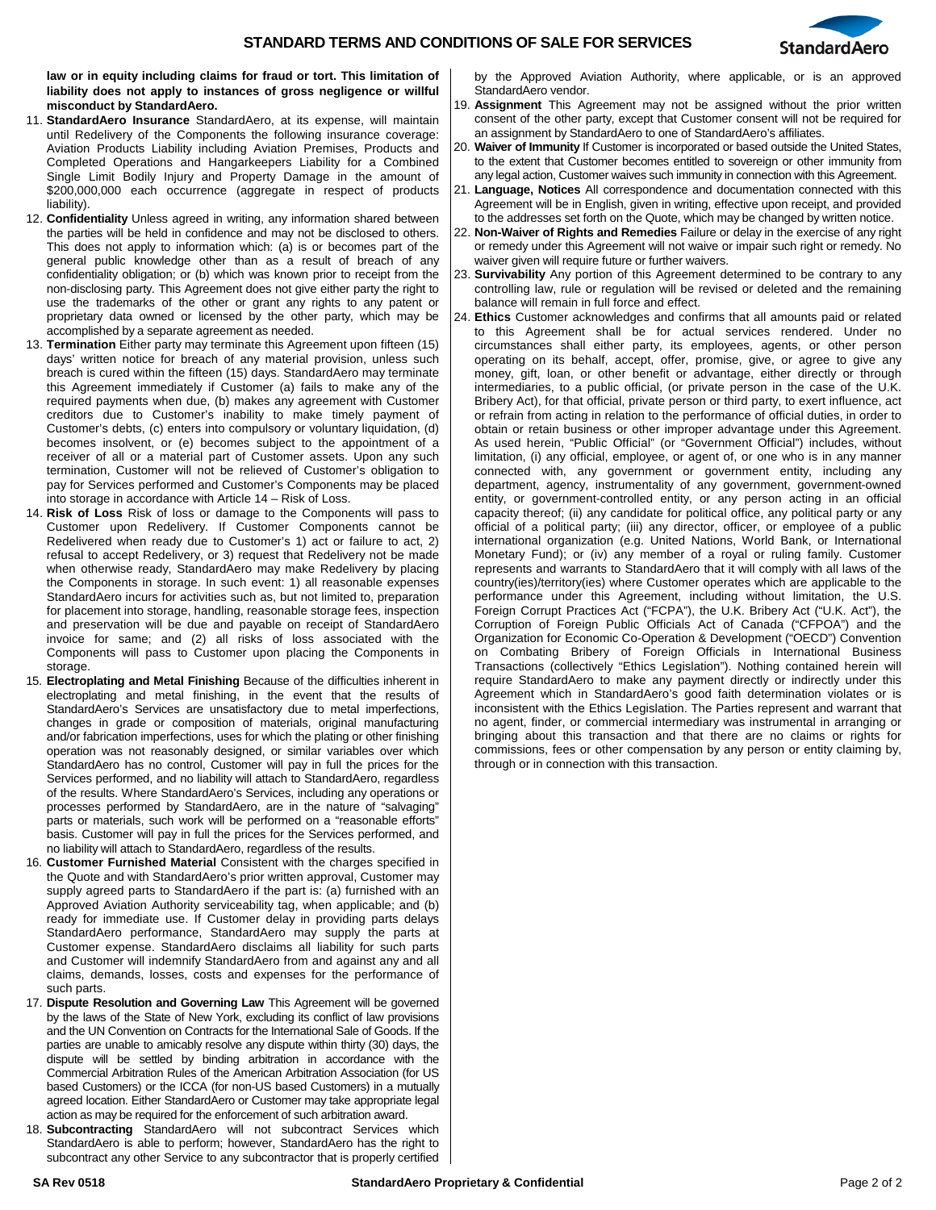**law or in equity including claims for fraud or tort. This limitation of liability does not apply to instances of gross negligence or willful misconduct by StandardAero.**

11. **StandardAero Insurance** StandardAero, at its expense, will maintain until Redelivery of the Components the following insurance coverage: Aviation Products Liability including Aviation Premises, Products and Completed Operations and Hangarkeepers Liability for a Combined Single Limit Bodily Injury and Property Damage in the amount of $200,000,000 each occurrence (aggregate in respect of products liability).
12. **Confidentiality** Unless agreed in writing, any information shared between the parties will be held in confidence and may not be disclosed to others. This does not apply to information which: (a) is or becomes part of the general public knowledge other than as a result of breach of any confidentiality obligation; or (b) which was known prior to receipt from the non-disclosing party. This Agreement does not give either party the right to use the trademarks of the other or grant any rights to any patent or proprietary data owned or licensed by the other party, which may be accomplished by a separate agreement as needed.
13. **Termination** Either party may terminate this Agreement upon fifteen (15) days' written notice for breach of any material provision, unless such breach is cured within the fifteen (15) days. StandardAero may terminate this Agreement immediately if Customer (a) fails to make any of the required payments when due, (b) makes any agreement with Customer creditors due to Customer's inability to make timely payment of Customer's debts, (c) enters into compulsory or voluntary liquidation, (d) becomes insolvent, or (e) becomes subject to the appointment of a receiver of all or a material part of Customer assets. Upon any such termination, Customer will not be relieved of Customer's obligation to pay for Services performed and Customer's Components may be placed into storage in accordance with Article 14 – Risk of Loss.
14. **Risk of Loss** Risk of loss or damage to the Components will pass to Customer upon Redelivery. If Customer Components cannot be Redelivered when ready due to Customer's 1) act or failure to act, 2) refusal to accept Redelivery, or 3) request that Redelivery not be made when otherwise ready, StandardAero may make Redelivery by placing the Components in storage. In such event: 1) all reasonable expenses StandardAero incurs for activities such as, but not limited to, preparation for placement into storage, handling, reasonable storage fees, inspection and preservation will be due and payable on receipt of StandardAero invoice for same; and (2) all risks of loss associated with the Components will pass to Customer upon placing the Components in storage.
15. **Electroplating and Metal Finishing** Because of the difficulties inherent in electroplating and metal finishing, in the event that the results of StandardAero's Services are unsatisfactory due to metal imperfections, changes in grade or composition of materials, original manufacturing and/or fabrication imperfections, uses for which the plating or other finishing operation was not reasonably designed, or similar variables over which StandardAero has no control, Customer will pay in full the prices for the Services performed, and no liability will attach to StandardAero, regardless of the results. Where StandardAero's Services, including any operations or processes performed by StandardAero, are in the nature of "salvaging" parts or materials, such work will be performed on a "reasonable efforts" basis. Customer will pay in full the prices for the Services performed, and no liability will attach to StandardAero, regardless of the results.
16. **Customer Furnished Material** Consistent with the charges specified in the Quote and with StandardAero's prior written approval, Customer may supply agreed parts to StandardAero if the part is: (a) furnished with an Approved Aviation Authority serviceability tag, when applicable; and (b) ready for immediate use. If Customer delay in providing parts delays StandardAero performance, StandardAero may supply the parts at Customer expense. StandardAero disclaims all liability for such parts and Customer will indemnify StandardAero from and against any and all claims, demands, losses, costs and expenses for the performance of such parts.
17. **Dispute Resolution and Governing Law** This Agreement will be governed by the laws of the State of New York, excluding its conflict of law provisions and the UN Convention on Contracts for the International Sale of Goods. If the parties are unable to amicably resolve any dispute within thirty (30) days, the dispute will be settled by binding arbitration in accordance with the Commercial Arbitration Rules of the American Arbitration Association (for US based Customers) or the ICCA (for non-US based Customers) in a mutually agreed location. Either StandardAero or Customer may take appropriate legal action as may be required for the enforcement of such arbitration award.
18. **Subcontracting** StandardAero will not subcontract Services which StandardAero is able to perform; however, StandardAero has the right to subcontract any other Service to any subcontractor that is properly certified by the Approved Aviation Authority, where applicable, or is an approved StandardAero vendor.
19. **Assignment** This Agreement may not be assigned without the prior written consent of the other party, except that Customer consent will not be required for an assignment by StandardAero to one of StandardAero's affiliates.
20. **Waiver of Immunity** If Customer is incorporated or based outside the United States, to the extent that Customer becomes entitled to sovereign or other immunity from any legal action, Customer waives such immunity in connection with this Agreement.
21. **Language, Notices** All correspondence and documentation connected with this Agreement will be in English, given in writing, effective upon receipt, and provided to the addresses set forth on the Quote, which may be changed by written notice.
22. **Non-Waiver of Rights and Remedies** Failure or delay in the exercise of any right or remedy under this Agreement will not waive or impair such right or remedy. No waiver given will require future or further waivers.
23. **Survivability** Any portion of this Agreement determined to be contrary to any controlling law, rule or regulation will be revised or deleted and the remaining balance will remain in full force and effect.
24. **Ethics** Customer acknowledges and confirms that all amounts paid or related to this Agreement shall be for actual services rendered. Under no circumstances shall either party, its employees, agents, or other person operating on its behalf, accept, offer, promise, give, or agree to give any money, gift, loan, or other benefit or advantage, either directly or through intermediaries, to a public official, (or private person in the case of the U.K. Bribery Act), for that official, private person or third party, to exert influence, act or refrain from acting in relation to the performance of official duties, in order to obtain or retain business or other improper advantage under this Agreement. As used herein, "Public Official" (or "Government Official") includes, without limitation, (i) any official, employee, or agent of, or one who is in any manner connected with, any government or government entity, including any department, agency, instrumentality of any government, government-owned entity, or government-controlled entity, or any person acting in an official capacity thereof; (ii) any candidate for political office, any political party or any official of a political party; (iii) any director, officer, or employee of a public international organization (e.g. United Nations, World Bank, or International Monetary Fund); or (iv) any member of a royal or ruling family. Customer represents and warrants to StandardAero that it will comply with all laws of the country(ies)/territory(ies) where Customer operates which are applicable to the performance under this Agreement, including without limitation, the U.S. Foreign Corrupt Practices Act ("FCPA"), the U.K. Bribery Act ("U.K. Act"), the Corruption of Foreign Public Officials Act of Canada ("CFPOA") and the Organization for Economic Co-Operation & Development ("OECD") Convention on Combating Bribery of Foreign Officials in International Business Transactions (collectively "Ethics Legislation"). Nothing contained herein will require StandardAero to make any payment directly or indirectly under this Agreement which in StandardAero's good faith determination violates or is inconsistent with the Ethics Legislation. The Parties represent and warrant that no agent, finder, or commercial intermediary was instrumental in arranging or bringing about this transaction and that there are no claims or rights for commissions, fees or other compensation by any person or entity claiming by, through or in connection with this transaction.